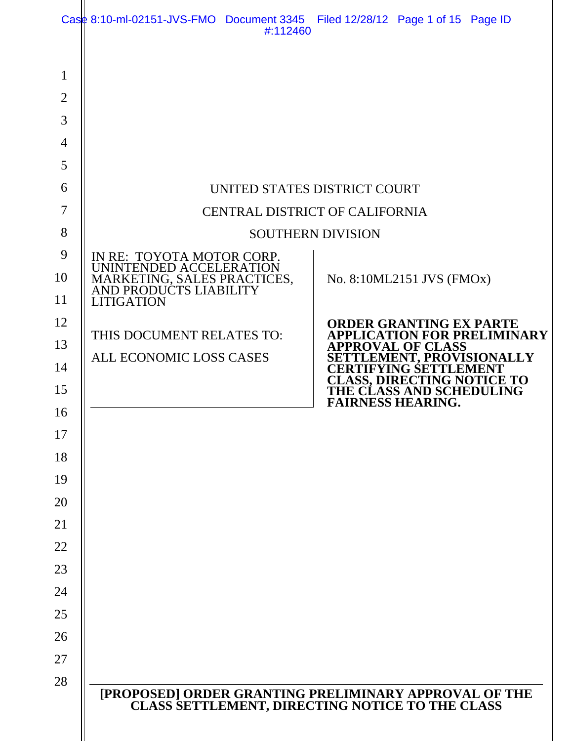UNITED STATES DISTRICT COURT

CENTRAL DISTRICT OF CALIFORNIA

SOUTHERN DIVISION

| | |
|---|---|
| IN RE: TOYOTA MOTOR CORP. UNINTENDED ACCELERATION MARKETING, SALES PRACTICES, AND PRODUCTS LIABILITY LITIGATION<br><br>THIS DOCUMENT RELATES TO:<br><br>ALL ECONOMIC LOSS CASES | No. 8:10ML2151 JVS (FMOx)<br><br>**ORDER GRANTING EX PARTE APPLICATION FOR PRELIMINARY APPROVAL OF CLASS SETTLEMENT, PROVISIONALLY CERTIFYING SETTLEMENT CLASS, DIRECTING NOTICE TO THE CLASS AND SCHEDULING FAIRNESS HEARING.** |

**[PROPOSED] ORDER GRANTING PRELIMINARY APPROVAL OF THE CLASS SETTLEMENT, DIRECTING NOTICE TO THE CLASS**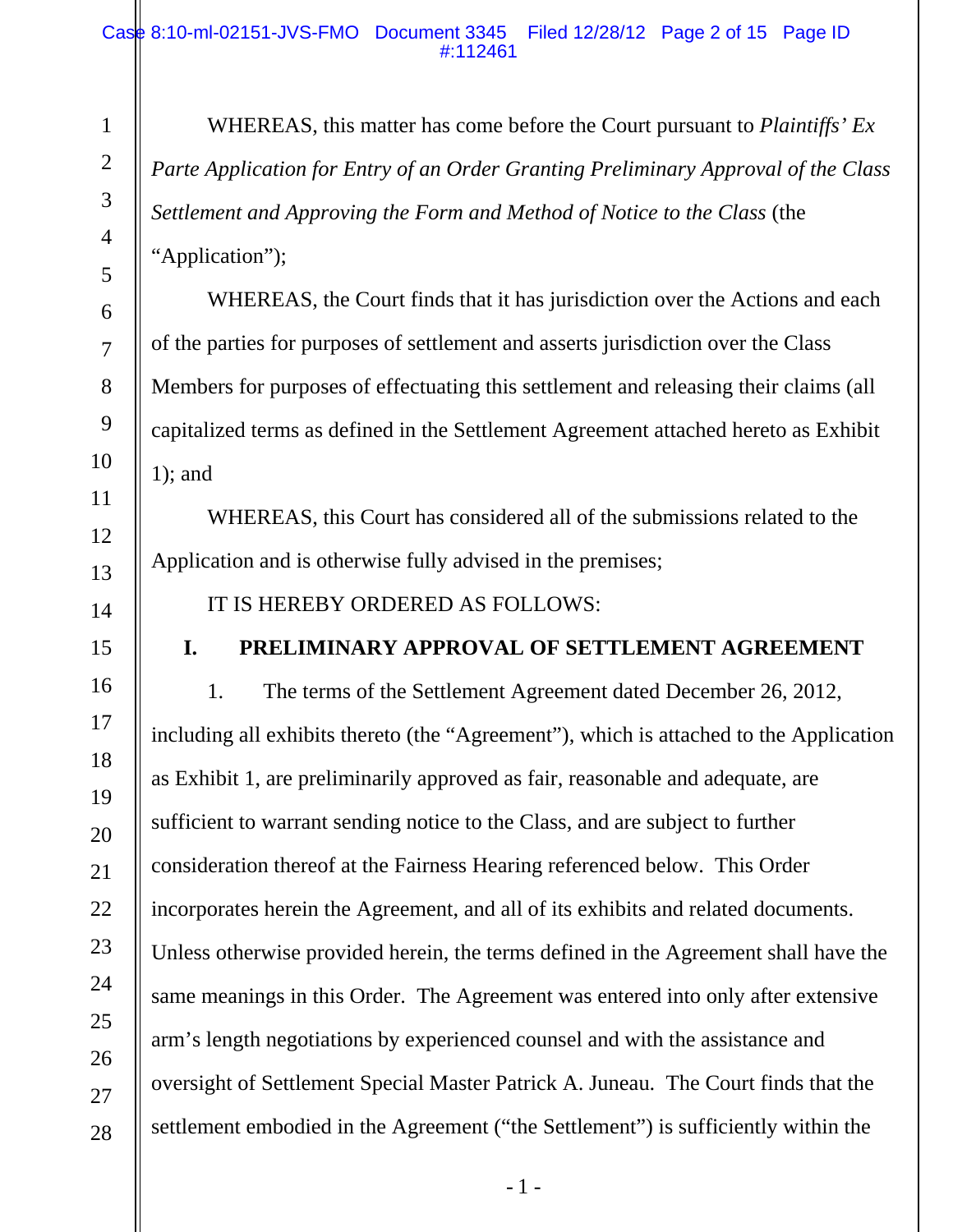WHEREAS, this matter has come before the Court pursuant to *Plaintiffs' Ex Parte Application for Entry of an Order Granting Preliminary Approval of the Class Settlement and Approving the Form and Method of Notice to the Class* (the "Application");

WHEREAS, the Court finds that it has jurisdiction over the Actions and each of the parties for purposes of settlement and asserts jurisdiction over the Class Members for purposes of effectuating this settlement and releasing their claims (all capitalized terms as defined in the Settlement Agreement attached hereto as Exhibit 1); and

WHEREAS, this Court has considered all of the submissions related to the Application and is otherwise fully advised in the premises;

IT IS HEREBY ORDERED AS FOLLOWS:

## I. PRELIMINARY APPROVAL OF SETTLEMENT AGREEMENT

1. The terms of the Settlement Agreement dated December 26, 2012, including all exhibits thereto (the "Agreement"), which is attached to the Application as Exhibit 1, are preliminarily approved as fair, reasonable and adequate, are sufficient to warrant sending notice to the Class, and are subject to further consideration thereof at the Fairness Hearing referenced below. This Order incorporates herein the Agreement, and all of its exhibits and related documents. Unless otherwise provided herein, the terms defined in the Agreement shall have the same meanings in this Order. The Agreement was entered into only after extensive arm's length negotiations by experienced counsel and with the assistance and oversight of Settlement Special Master Patrick A. Juneau. The Court finds that the settlement embodied in the Agreement ("the Settlement") is sufficiently within the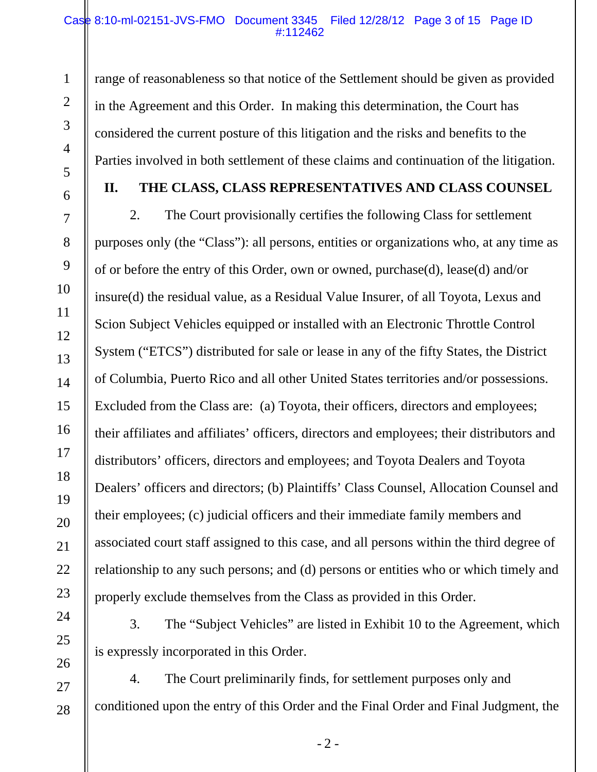range of reasonableness so that notice of the Settlement should be given as provided in the Agreement and this Order. In making this determination, the Court has considered the current posture of this litigation and the risks and benefits to the Parties involved in both settlement of these claims and continuation of the litigation.

## II. THE CLASS, CLASS REPRESENTATIVES AND CLASS COUNSEL

2. The Court provisionally certifies the following Class for settlement purposes only (the "Class"): all persons, entities or organizations who, at any time as of or before the entry of this Order, own or owned, purchase(d), lease(d) and/or insure(d) the residual value, as a Residual Value Insurer, of all Toyota, Lexus and Scion Subject Vehicles equipped or installed with an Electronic Throttle Control System ("ETCS") distributed for sale or lease in any of the fifty States, the District of Columbia, Puerto Rico and all other United States territories and/or possessions. Excluded from the Class are: (a) Toyota, their officers, directors and employees; their affiliates and affiliates' officers, directors and employees; their distributors and distributors' officers, directors and employees; and Toyota Dealers and Toyota Dealers' officers and directors; (b) Plaintiffs' Class Counsel, Allocation Counsel and their employees; (c) judicial officers and their immediate family members and associated court staff assigned to this case, and all persons within the third degree of relationship to any such persons; and (d) persons or entities who or which timely and properly exclude themselves from the Class as provided in this Order.

3. The "Subject Vehicles" are listed in Exhibit 10 to the Agreement, which is expressly incorporated in this Order.

4. The Court preliminarily finds, for settlement purposes only and conditioned upon the entry of this Order and the Final Order and Final Judgment, the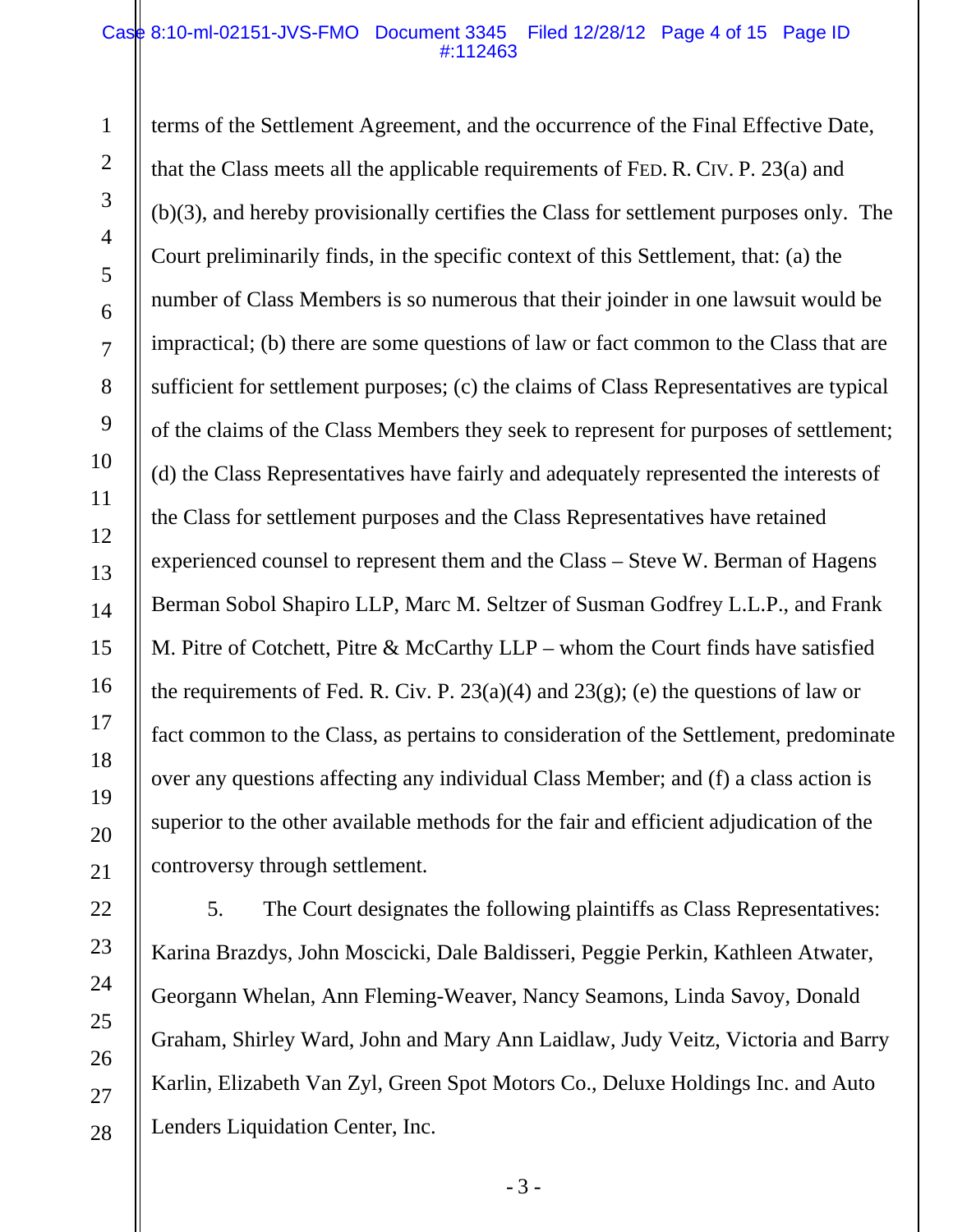terms of the Settlement Agreement, and the occurrence of the Final Effective Date, that the Class meets all the applicable requirements of FED. R. CIV. P. 23(a) and (b)(3), and hereby provisionally certifies the Class for settlement purposes only. The Court preliminarily finds, in the specific context of this Settlement, that: (a) the number of Class Members is so numerous that their joinder in one lawsuit would be impractical; (b) there are some questions of law or fact common to the Class that are sufficient for settlement purposes; (c) the claims of Class Representatives are typical of the claims of the Class Members they seek to represent for purposes of settlement; (d) the Class Representatives have fairly and adequately represented the interests of the Class for settlement purposes and the Class Representatives have retained experienced counsel to represent them and the Class – Steve W. Berman of Hagens Berman Sobol Shapiro LLP, Marc M. Seltzer of Susman Godfrey L.L.P., and Frank M. Pitre of Cotchett, Pitre & McCarthy LLP – whom the Court finds have satisfied the requirements of Fed. R. Civ. P. 23(a)(4) and 23(g); (e) the questions of law or fact common to the Class, as pertains to consideration of the Settlement, predominate over any questions affecting any individual Class Member; and (f) a class action is superior to the other available methods for the fair and efficient adjudication of the controversy through settlement.

5. The Court designates the following plaintiffs as Class Representatives: Karina Brazdys, John Moscicki, Dale Baldisseri, Peggie Perkin, Kathleen Atwater, Georgann Whelan, Ann Fleming-Weaver, Nancy Seamons, Linda Savoy, Donald Graham, Shirley Ward, John and Mary Ann Laidlaw, Judy Veitz, Victoria and Barry Karlin, Elizabeth Van Zyl, Green Spot Motors Co., Deluxe Holdings Inc. and Auto Lenders Liquidation Center, Inc.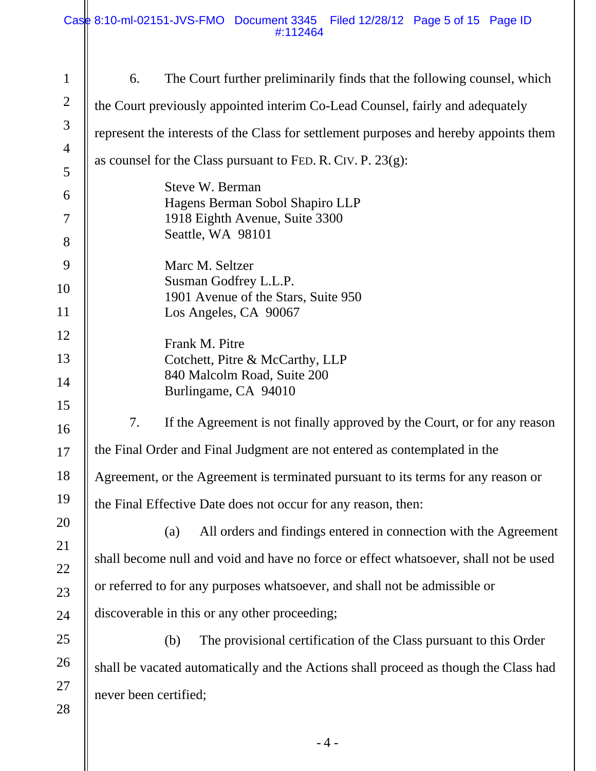6. The Court further preliminarily finds that the following counsel, which the Court previously appointed interim Co-Lead Counsel, fairly and adequately represent the interests of the Class for settlement purposes and hereby appoints them as counsel for the Class pursuant to FED. R. CIV. P. 23(g):

Steve W. Berman
Hagens Berman Sobol Shapiro LLP
1918 Eighth Avenue, Suite 3300
Seattle, WA 98101

Marc M. Seltzer
Susman Godfrey L.L.P.
1901 Avenue of the Stars, Suite 950
Los Angeles, CA 90067

Frank M. Pitre
Cotchett, Pitre & McCarthy, LLP
840 Malcolm Road, Suite 200
Burlingame, CA 94010

7. If the Agreement is not finally approved by the Court, or for any reason the Final Order and Final Judgment are not entered as contemplated in the Agreement, or the Agreement is terminated pursuant to its terms for any reason or the Final Effective Date does not occur for any reason, then:

(a) All orders and findings entered in connection with the Agreement shall become null and void and have no force or effect whatsoever, shall not be used or referred to for any purposes whatsoever, and shall not be admissible or discoverable in this or any other proceeding;

(b) The provisional certification of the Class pursuant to this Order shall be vacated automatically and the Actions shall proceed as though the Class had never been certified;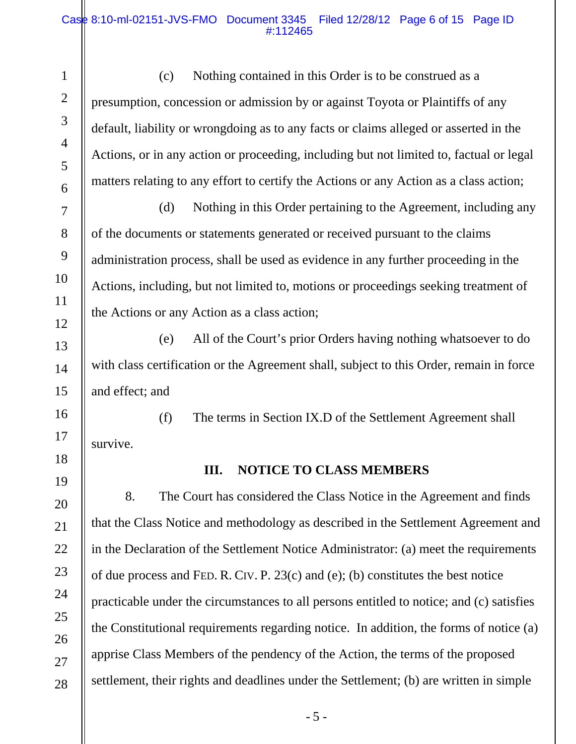(c) Nothing contained in this Order is to be construed as a presumption, concession or admission by or against Toyota or Plaintiffs of any default, liability or wrongdoing as to any facts or claims alleged or asserted in the Actions, or in any action or proceeding, including but not limited to, factual or legal matters relating to any effort to certify the Actions or any Action as a class action;

(d) Nothing in this Order pertaining to the Agreement, including any of the documents or statements generated or received pursuant to the claims administration process, shall be used as evidence in any further proceeding in the Actions, including, but not limited to, motions or proceedings seeking treatment of the Actions or any Action as a class action;

(e) All of the Court's prior Orders having nothing whatsoever to do with class certification or the Agreement shall, subject to this Order, remain in force and effect; and

(f) The terms in Section IX.D of the Settlement Agreement shall survive.

## III. NOTICE TO CLASS MEMBERS

8. The Court has considered the Class Notice in the Agreement and finds that the Class Notice and methodology as described in the Settlement Agreement and in the Declaration of the Settlement Notice Administrator: (a) meet the requirements of due process and FED. R. CIV. P. 23(c) and (e); (b) constitutes the best notice practicable under the circumstances to all persons entitled to notice; and (c) satisfies the Constitutional requirements regarding notice. In addition, the forms of notice (a) apprise Class Members of the pendency of the Action, the terms of the proposed settlement, their rights and deadlines under the Settlement; (b) are written in simple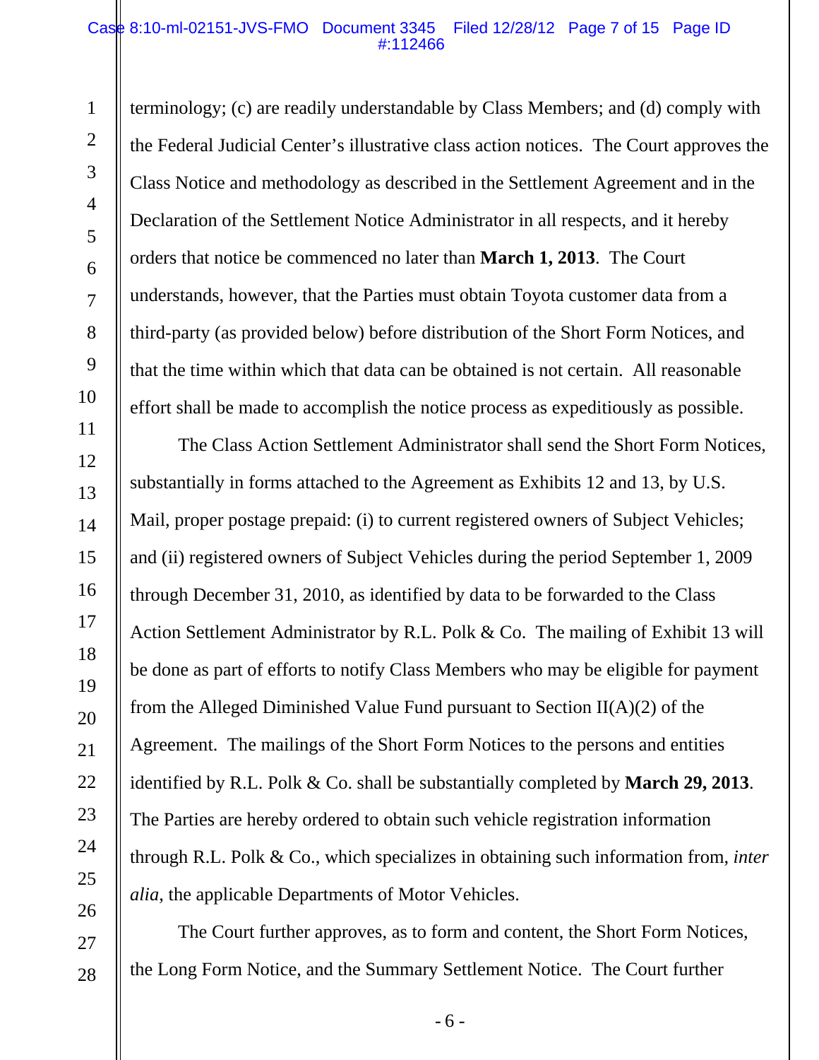terminology; (c) are readily understandable by Class Members; and (d) comply with the Federal Judicial Center's illustrative class action notices. The Court approves the Class Notice and methodology as described in the Settlement Agreement and in the Declaration of the Settlement Notice Administrator in all respects, and it hereby orders that notice be commenced no later than **March 1, 2013**. The Court understands, however, that the Parties must obtain Toyota customer data from a third-party (as provided below) before distribution of the Short Form Notices, and that the time within which that data can be obtained is not certain. All reasonable effort shall be made to accomplish the notice process as expeditiously as possible.

The Class Action Settlement Administrator shall send the Short Form Notices, substantially in forms attached to the Agreement as Exhibits 12 and 13, by U.S. Mail, proper postage prepaid: (i) to current registered owners of Subject Vehicles; and (ii) registered owners of Subject Vehicles during the period September 1, 2009 through December 31, 2010, as identified by data to be forwarded to the Class Action Settlement Administrator by R.L. Polk & Co. The mailing of Exhibit 13 will be done as part of efforts to notify Class Members who may be eligible for payment from the Alleged Diminished Value Fund pursuant to Section II(A)(2) of the Agreement. The mailings of the Short Form Notices to the persons and entities identified by R.L. Polk & Co. shall be substantially completed by **March 29, 2013**. The Parties are hereby ordered to obtain such vehicle registration information through R.L. Polk & Co., which specializes in obtaining such information from, *inter alia*, the applicable Departments of Motor Vehicles.

The Court further approves, as to form and content, the Short Form Notices, the Long Form Notice, and the Summary Settlement Notice. The Court further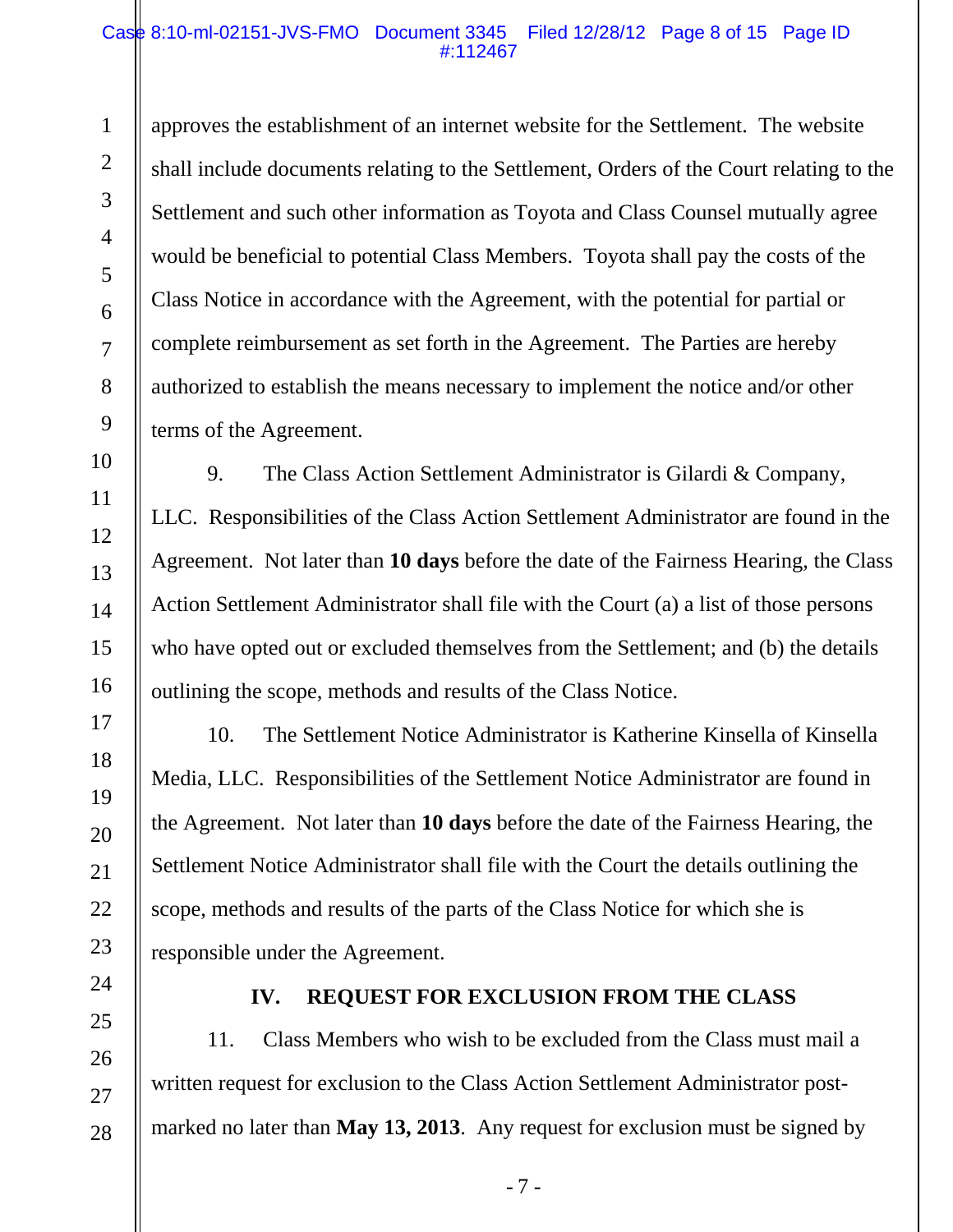approves the establishment of an internet website for the Settlement. The website shall include documents relating to the Settlement, Orders of the Court relating to the Settlement and such other information as Toyota and Class Counsel mutually agree would be beneficial to potential Class Members. Toyota shall pay the costs of the Class Notice in accordance with the Agreement, with the potential for partial or complete reimbursement as set forth in the Agreement. The Parties are hereby authorized to establish the means necessary to implement the notice and/or other terms of the Agreement.

9. The Class Action Settlement Administrator is Gilardi & Company, LLC. Responsibilities of the Class Action Settlement Administrator are found in the Agreement. Not later than **10 days** before the date of the Fairness Hearing, the Class Action Settlement Administrator shall file with the Court (a) a list of those persons who have opted out or excluded themselves from the Settlement; and (b) the details outlining the scope, methods and results of the Class Notice.

10. The Settlement Notice Administrator is Katherine Kinsella of Kinsella Media, LLC. Responsibilities of the Settlement Notice Administrator are found in the Agreement. Not later than **10 days** before the date of the Fairness Hearing, the Settlement Notice Administrator shall file with the Court the details outlining the scope, methods and results of the parts of the Class Notice for which she is responsible under the Agreement.

## IV. REQUEST FOR EXCLUSION FROM THE CLASS

11. Class Members who wish to be excluded from the Class must mail a written request for exclusion to the Class Action Settlement Administrator post-marked no later than **May 13, 2013**. Any request for exclusion must be signed by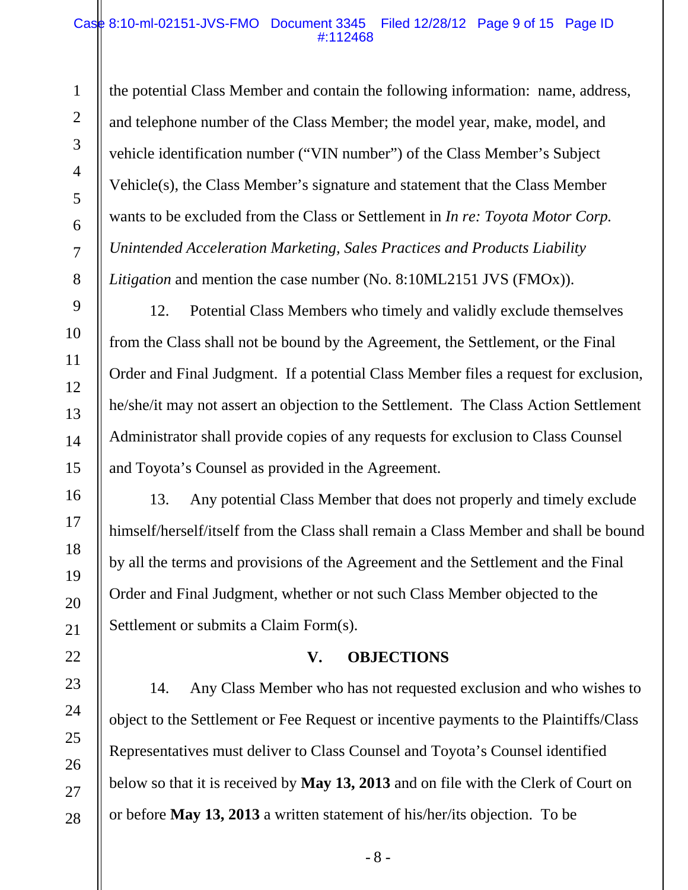the potential Class Member and contain the following information: name, address, and telephone number of the Class Member; the model year, make, model, and vehicle identification number ("VIN number") of the Class Member's Subject Vehicle(s), the Class Member's signature and statement that the Class Member wants to be excluded from the Class or Settlement in *In re: Toyota Motor Corp. Unintended Acceleration Marketing, Sales Practices and Products Liability Litigation* and mention the case number (No. 8:10ML2151 JVS (FMOx)).

12. Potential Class Members who timely and validly exclude themselves from the Class shall not be bound by the Agreement, the Settlement, or the Final Order and Final Judgment. If a potential Class Member files a request for exclusion, he/she/it may not assert an objection to the Settlement. The Class Action Settlement Administrator shall provide copies of any requests for exclusion to Class Counsel and Toyota's Counsel as provided in the Agreement.

13. Any potential Class Member that does not properly and timely exclude himself/herself/itself from the Class shall remain a Class Member and shall be bound by all the terms and provisions of the Agreement and the Settlement and the Final Order and Final Judgment, whether or not such Class Member objected to the Settlement or submits a Claim Form(s).

## V. OBJECTIONS

14. Any Class Member who has not requested exclusion and who wishes to object to the Settlement or Fee Request or incentive payments to the Plaintiffs/Class Representatives must deliver to Class Counsel and Toyota's Counsel identified below so that it is received by **May 13, 2013** and on file with the Clerk of Court on or before **May 13, 2013** a written statement of his/her/its objection. To be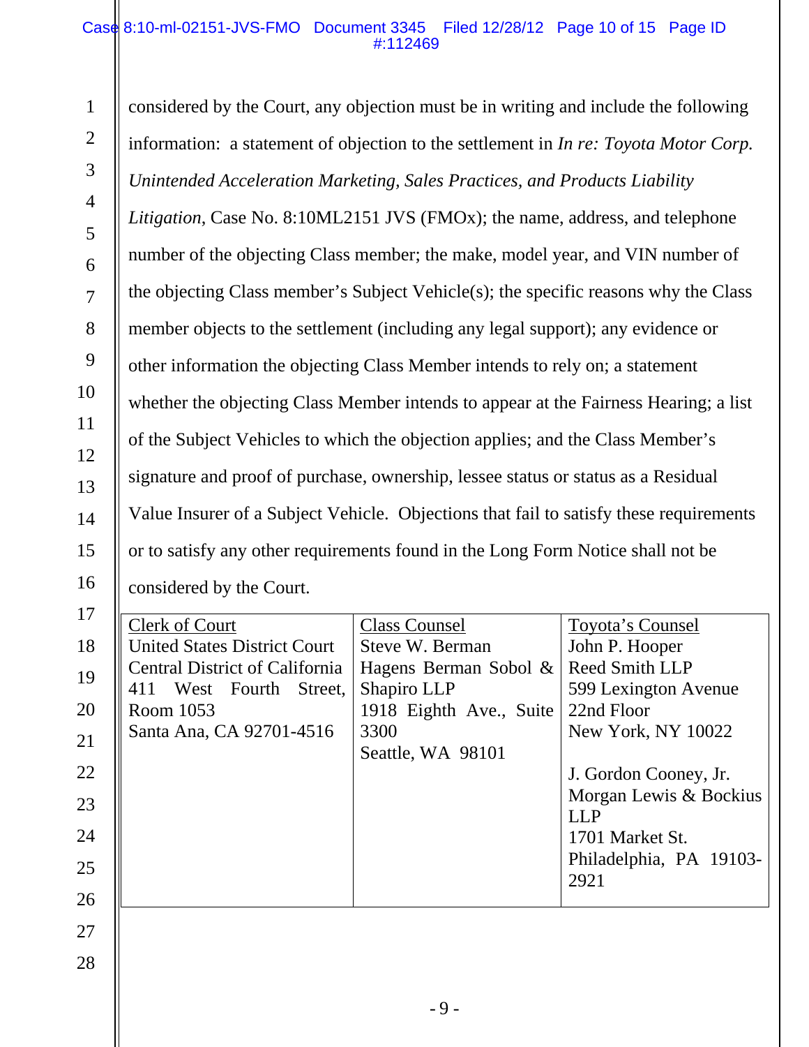considered by the Court, any objection must be in writing and include the following information: a statement of objection to the settlement in *In re: Toyota Motor Corp. Unintended Acceleration Marketing, Sales Practices, and Products Liability Litigation*, Case No. 8:10ML2151 JVS (FMOx); the name, address, and telephone number of the objecting Class member; the make, model year, and VIN number of the objecting Class member's Subject Vehicle(s); the specific reasons why the Class member objects to the settlement (including any legal support); any evidence or other information the objecting Class Member intends to rely on; a statement whether the objecting Class Member intends to appear at the Fairness Hearing; a list of the Subject Vehicles to which the objection applies; and the Class Member's signature and proof of purchase, ownership, lessee status or status as a Residual Value Insurer of a Subject Vehicle. Objections that fail to satisfy these requirements or to satisfy any other requirements found in the Long Form Notice shall not be considered by the Court.

| Clerk of Court | Class Counsel | Toyota's Counsel |
|---|---|---|
| United States District Court<br>Central District of California<br>411 West Fourth Street, Room 1053<br>Santa Ana, CA 92701-4516 | Steve W. Berman<br>Hagens Berman Sobol & Shapiro LLP<br>1918 Eighth Ave., Suite 3300<br>Seattle, WA 98101 | John P. Hooper<br>Reed Smith LLP<br>599 Lexington Avenue<br>22nd Floor<br>New York, NY 10022<br><br>J. Gordon Cooney, Jr.<br>Morgan Lewis & Bockius LLP<br>1701 Market St.<br>Philadelphia, PA 19103-2921 |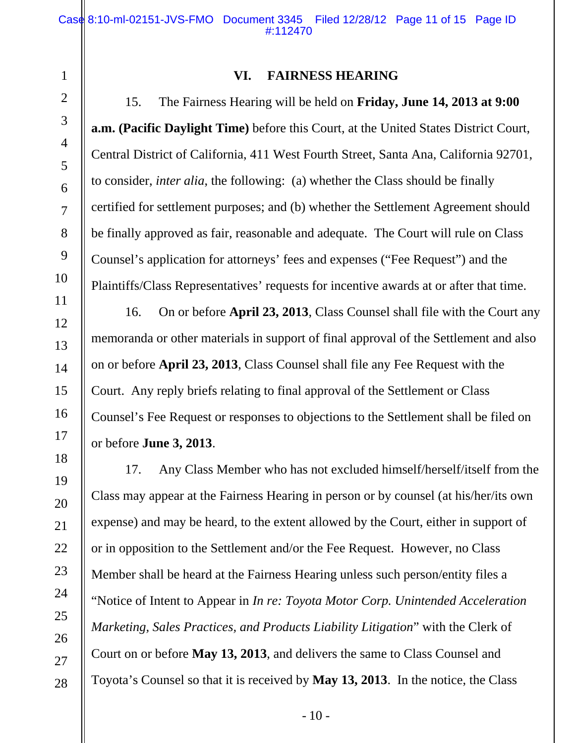## VI. FAIRNESS HEARING

15. The Fairness Hearing will be held on **Friday, June 14, 2013 at 9:00 a.m. (Pacific Daylight Time)** before this Court, at the United States District Court, Central District of California, 411 West Fourth Street, Santa Ana, California 92701, to consider, *inter alia*, the following: (a) whether the Class should be finally certified for settlement purposes; and (b) whether the Settlement Agreement should be finally approved as fair, reasonable and adequate. The Court will rule on Class Counsel's application for attorneys' fees and expenses ("Fee Request") and the Plaintiffs/Class Representatives' requests for incentive awards at or after that time.

16. On or before **April 23, 2013**, Class Counsel shall file with the Court any memoranda or other materials in support of final approval of the Settlement and also on or before **April 23, 2013**, Class Counsel shall file any Fee Request with the Court. Any reply briefs relating to final approval of the Settlement or Class Counsel's Fee Request or responses to objections to the Settlement shall be filed on or before **June 3, 2013**.

17. Any Class Member who has not excluded himself/herself/itself from the Class may appear at the Fairness Hearing in person or by counsel (at his/her/its own expense) and may be heard, to the extent allowed by the Court, either in support of or in opposition to the Settlement and/or the Fee Request. However, no Class Member shall be heard at the Fairness Hearing unless such person/entity files a "Notice of Intent to Appear in *In re: Toyota Motor Corp. Unintended Acceleration Marketing, Sales Practices, and Products Liability Litigation*" with the Clerk of Court on or before **May 13, 2013**, and delivers the same to Class Counsel and Toyota's Counsel so that it is received by **May 13, 2013**. In the notice, the Class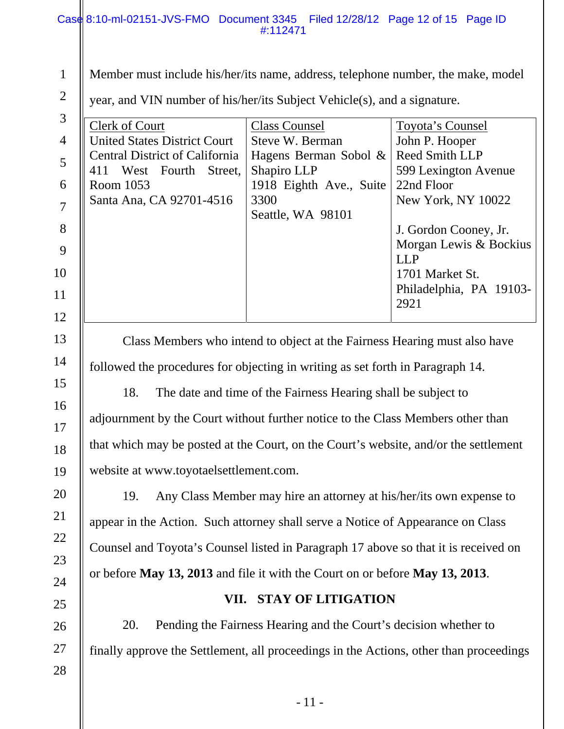Member must include his/her/its name, address, telephone number, the make, model year, and VIN number of his/her/its Subject Vehicle(s), and a signature.

| Clerk of Court | Class Counsel | Toyota's Counsel |
|---|---|---|
| United States District Court<br>Central District of California<br>411 West Fourth Street, Room 1053<br>Santa Ana, CA 92701-4516 | Steve W. Berman<br>Hagens Berman Sobol & Shapiro LLP<br>1918 Eighth Ave., Suite 3300<br>Seattle, WA 98101 | John P. Hooper<br>Reed Smith LLP<br>599 Lexington Avenue<br>22nd Floor<br>New York, NY 10022<br><br>J. Gordon Cooney, Jr.<br>Morgan Lewis & Bockius LLP<br>1701 Market St.<br>Philadelphia, PA 19103-2921 |

Class Members who intend to object at the Fairness Hearing must also have followed the procedures for objecting in writing as set forth in Paragraph 14.

18. The date and time of the Fairness Hearing shall be subject to adjournment by the Court without further notice to the Class Members other than that which may be posted at the Court, on the Court's website, and/or the settlement website at www.toyotaelsettlement.com.

19. Any Class Member may hire an attorney at his/her/its own expense to appear in the Action. Such attorney shall serve a Notice of Appearance on Class Counsel and Toyota's Counsel listed in Paragraph 17 above so that it is received on or before **May 13, 2013** and file it with the Court on or before **May 13, 2013**.

## VII. STAY OF LITIGATION

20. Pending the Fairness Hearing and the Court's decision whether to finally approve the Settlement, all proceedings in the Actions, other than proceedings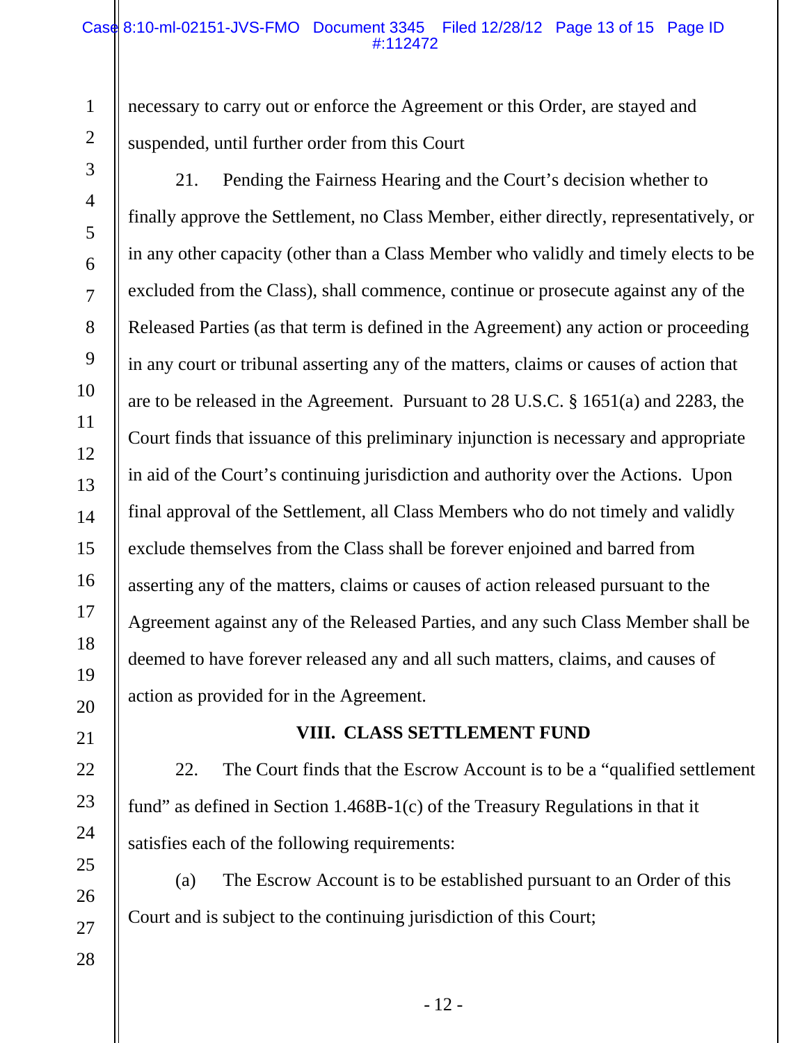necessary to carry out or enforce the Agreement or this Order, are stayed and suspended, until further order from this Court

21. Pending the Fairness Hearing and the Court's decision whether to finally approve the Settlement, no Class Member, either directly, representatively, or in any other capacity (other than a Class Member who validly and timely elects to be excluded from the Class), shall commence, continue or prosecute against any of the Released Parties (as that term is defined in the Agreement) any action or proceeding in any court or tribunal asserting any of the matters, claims or causes of action that are to be released in the Agreement. Pursuant to 28 U.S.C. § 1651(a) and 2283, the Court finds that issuance of this preliminary injunction is necessary and appropriate in aid of the Court's continuing jurisdiction and authority over the Actions. Upon final approval of the Settlement, all Class Members who do not timely and validly exclude themselves from the Class shall be forever enjoined and barred from asserting any of the matters, claims or causes of action released pursuant to the Agreement against any of the Released Parties, and any such Class Member shall be deemed to have forever released any and all such matters, claims, and causes of action as provided for in the Agreement.

## VIII. CLASS SETTLEMENT FUND

22. The Court finds that the Escrow Account is to be a "qualified settlement fund" as defined in Section 1.468B-1(c) of the Treasury Regulations in that it satisfies each of the following requirements:

(a) The Escrow Account is to be established pursuant to an Order of this Court and is subject to the continuing jurisdiction of this Court;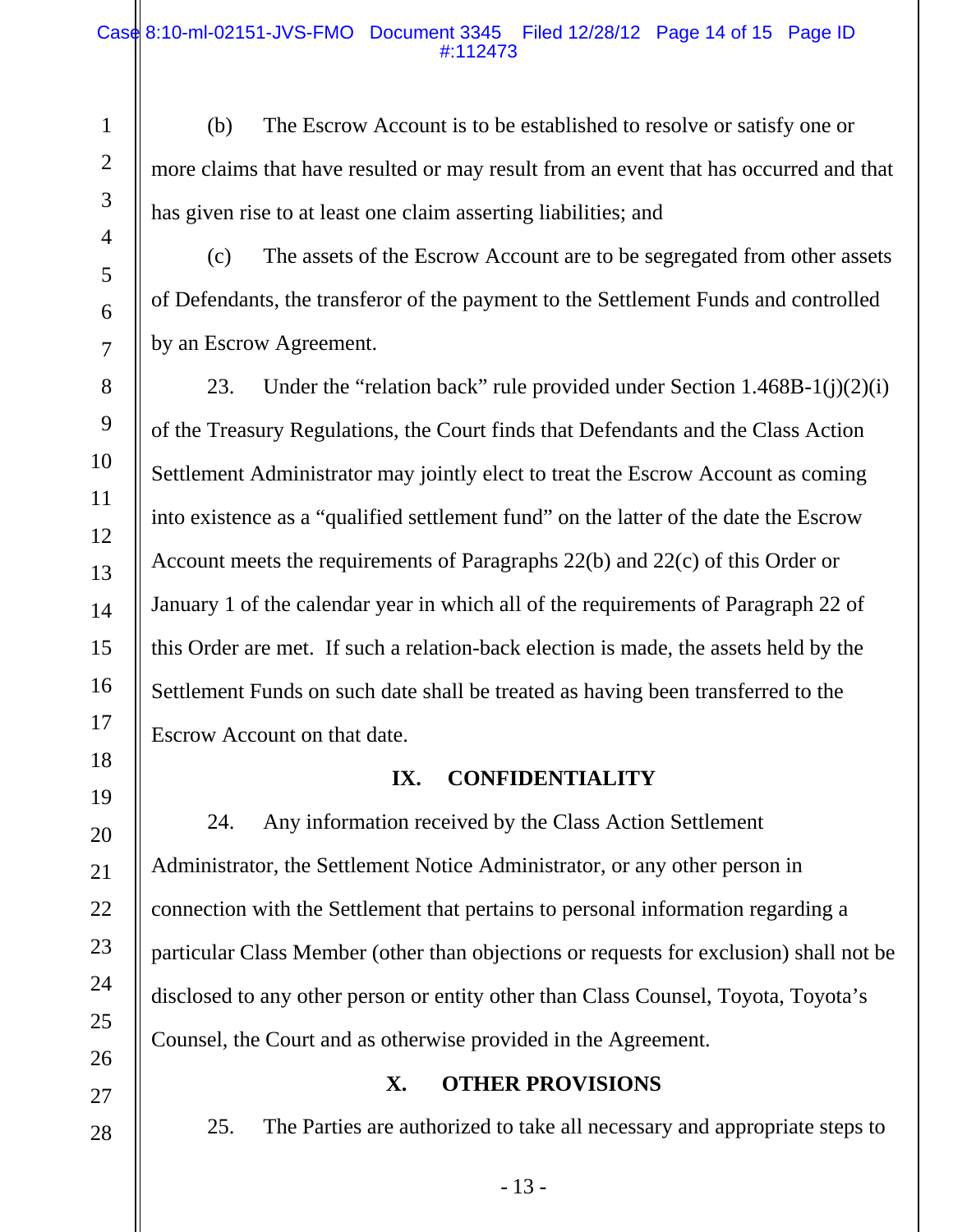(b) The Escrow Account is to be established to resolve or satisfy one or more claims that have resulted or may result from an event that has occurred and that has given rise to at least one claim asserting liabilities; and

(c) The assets of the Escrow Account are to be segregated from other assets of Defendants, the transferor of the payment to the Settlement Funds and controlled by an Escrow Agreement.

23. Under the "relation back" rule provided under Section 1.468B-1(j)(2)(i) of the Treasury Regulations, the Court finds that Defendants and the Class Action Settlement Administrator may jointly elect to treat the Escrow Account as coming into existence as a "qualified settlement fund" on the latter of the date the Escrow Account meets the requirements of Paragraphs 22(b) and 22(c) of this Order or January 1 of the calendar year in which all of the requirements of Paragraph 22 of this Order are met. If such a relation-back election is made, the assets held by the Settlement Funds on such date shall be treated as having been transferred to the Escrow Account on that date.

## IX. CONFIDENTIALITY

24. Any information received by the Class Action Settlement Administrator, the Settlement Notice Administrator, or any other person in connection with the Settlement that pertains to personal information regarding a particular Class Member (other than objections or requests for exclusion) shall not be disclosed to any other person or entity other than Class Counsel, Toyota, Toyota's Counsel, the Court and as otherwise provided in the Agreement.

## X. OTHER PROVISIONS

25. The Parties are authorized to take all necessary and appropriate steps to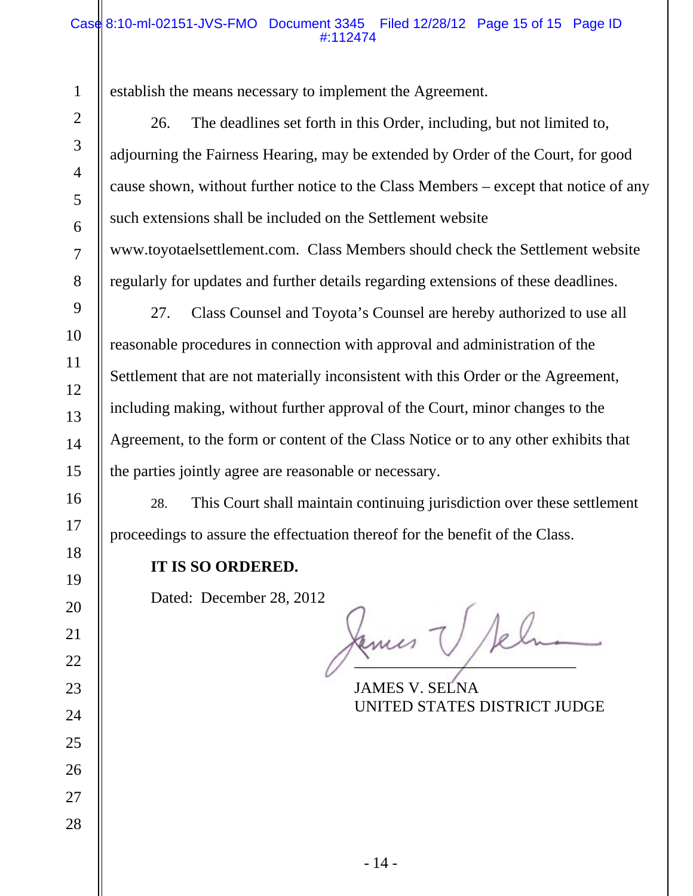establish the means necessary to implement the Agreement.

26. The deadlines set forth in this Order, including, but not limited to, adjourning the Fairness Hearing, may be extended by Order of the Court, for good cause shown, without further notice to the Class Members – except that notice of any such extensions shall be included on the Settlement website www.toyotaelsettlement.com. Class Members should check the Settlement website regularly for updates and further details regarding extensions of these deadlines.

27. Class Counsel and Toyota's Counsel are hereby authorized to use all reasonable procedures in connection with approval and administration of the Settlement that are not materially inconsistent with this Order or the Agreement, including making, without further approval of the Court, minor changes to the Agreement, to the form or content of the Class Notice or to any other exhibits that the parties jointly agree are reasonable or necessary.

28. This Court shall maintain continuing jurisdiction over these settlement proceedings to assure the effectuation thereof for the benefit of the Class.

**IT IS SO ORDERED.**

Dated: December 28, 2012

JAMES V. SELNA
UNITED STATES DISTRICT JUDGE